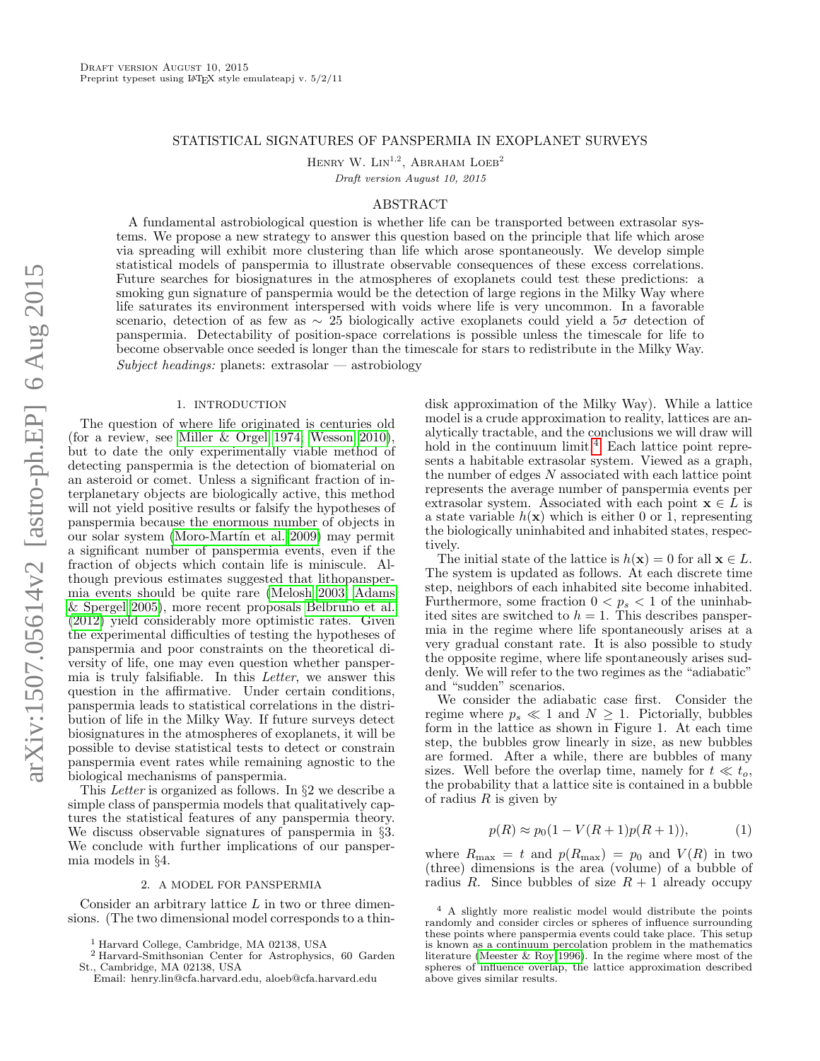Draft version August 10, 2015
Preprint typeset using LaTeX style emulateapj v. 5/2/11

# STATISTICAL SIGNATURES OF PANSPERMIA IN EXOPLANET SURVEYS

Henry W. Lin[1,2], Abraham Loeb[2]

*Draft version August 10, 2015*

## ABSTRACT

A fundamental astrobiological question is whether life can be transported between extrasolar systems. We propose a new strategy to answer this question based on the principle that life which arose via spreading will exhibit more clustering than life which arose spontaneously. We develop simple statistical models of panspermia to illustrate observable consequences of these excess correlations. Future searches for biosignatures in the atmospheres of exoplanets could test these predictions: a smoking gun signature of panspermia would be the detection of large regions in the Milky Way where life saturates its environment interspersed with voids where life is very uncommon. In a favorable scenario, detection of as few as $\sim 25$ biologically active exoplanets could yield a $5\sigma$ detection of panspermia. Detectability of position-space correlations is possible unless the timescale for life to become observable once seeded is longer than the timescale for stars to redistribute in the Milky Way.

*Subject headings:* planets: extrasolar — astrobiology

## 1. INTRODUCTION

The question of where life originated is centuries old (for a review, see Miller & Orgel 1974; Wesson 2010), but to date the only experimentally viable method of detecting panspermia is the detection of biomaterial on an asteroid or comet. Unless a significant fraction of interplanetary objects are biologically active, this method will not yield positive results or falsify the hypotheses of panspermia because the enormous number of objects in our solar system (Moro-Martín et al. 2009) may permit a significant number of panspermia events, even if the fraction of objects which contain life is miniscule. Although previous estimates suggested that lithopanspermia events should be quite rare (Melosh 2003; Adams & Spergel 2005), more recent proposals Belbruno et al. (2012) yield considerably more optimistic rates. Given the experimental difficulties of testing the hypotheses of panspermia and poor constraints on the theoretical diversity of life, one may even question whether panspermia is truly falsifiable. In this *Letter*, we answer this question in the affirmative. Under certain conditions, panspermia leads to statistical correlations in the distribution of life in the Milky Way. If future surveys detect biosignatures in the atmospheres of exoplanets, it will be possible to devise statistical tests to detect or constrain panspermia event rates while remaining agnostic to the biological mechanisms of panspermia.

This *Letter* is organized as follows. In §2 we describe a simple class of panspermia models that qualitatively captures the statistical features of any panspermia theory. We discuss observable signatures of panspermia in §3. We conclude with further implications of our panspermia models in §4.

## 2. A MODEL FOR PANSPERMIA

Consider an arbitrary lattice $L$ in two or three dimensions. (The two dimensional model corresponds to a thin-disk approximation of the Milky Way). While a lattice model is a crude approximation to reality, lattices are analytically tractable, and the conclusions we will draw will hold in the continuum limit.[4] Each lattice point represents a habitable extrasolar system. Viewed as a graph, the number of edges $N$ associated with each lattice point represents the average number of panspermia events per extrasolar system. Associated with each point $\mathbf{x} \in L$ is a state variable $h(\mathbf{x})$ which is either 0 or 1, representing the biologically uninhabited and inhabited states, respectively.

The initial state of the lattice is $h(\mathbf{x}) = 0$ for all $\mathbf{x} \in L$. The system is updated as follows. At each discrete time step, neighbors of each inhabited site become inhabited. Furthermore, some fraction $0 < p_s < 1$ of the uninhabited sites are switched to $h = 1$. This describes panspermia in the regime where life spontaneously arises at a very gradual constant rate. It is also possible to study the opposite regime, where life spontaneously arises suddenly. We will refer to the two regimes as the "adiabatic" and "sudden" scenarios.

We consider the adiabatic case first. Consider the regime where $p_s \ll 1$ and $N \geq 1$. Pictorially, bubbles form in the lattice as shown in Figure 1. At each time step, the bubbles grow linearly in size, as new bubbles are formed. After a while, there are bubbles of many sizes. Well before the overlap time, namely for $t \ll t_o$, the probability that a lattice site is contained in a bubble of radius $R$ is given by

$$p(R) \approx p_0(1 - V(R+1)p(R+1)), \qquad (1)$$

where $R_{\max} = t$ and $p(R_{\max}) = p_0$ and $V(R)$ in two (three) dimensions is the area (volume) of a bubble of radius $R$. Since bubbles of size $R+1$ already occupy

---

[1] Harvard College, Cambridge, MA 02138, USA

[2] Harvard-Smithsonian Center for Astrophysics, 60 Garden St., Cambridge, MA 02138, USA

Email: henry.lin@cfa.harvard.edu, aloeb@cfa.harvard.edu

[4] A slightly more realistic model would distribute the points randomly and consider circles or spheres of influence surrounding these points where panspermia events could take place. This setup is known as a continuum percolation problem in the mathematics literature (Meester & Roy 1996). In the regime where most of the spheres of influence overlap, the lattice approximation described above gives similar results.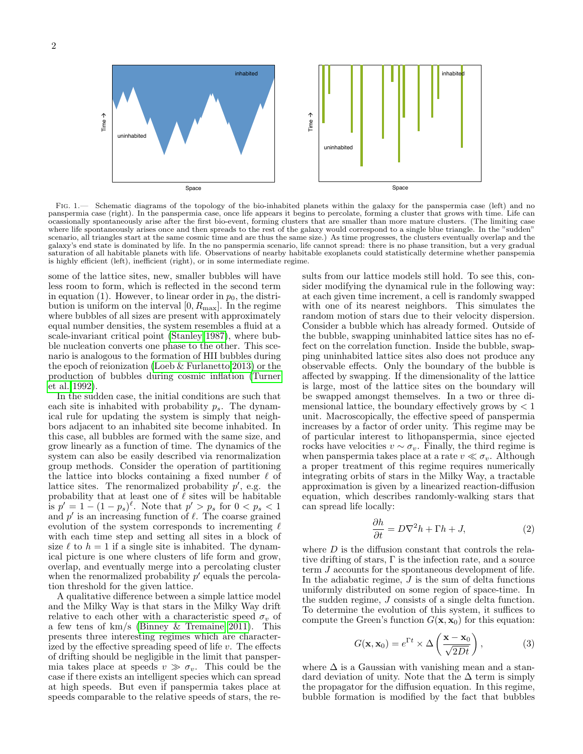Fig. 1.— Schematic diagrams of the topology of the bio-inhabited planets within the galaxy for the panspermia case (left) and no panspermia case (right). In the panspermia case, once life appears it begins to percolate, forming a cluster that grows with time. Life can ocassionally spontaneously arise after the first bio-event, forming clusters that are smaller than more mature clusters. (The limiting case where life spontaneously arises once and then spreads to the rest of the galaxy would correspond to a single blue triangle. In the "sudden" scenario, all triangles start at the same cosmic time and are thus the same size.) As time progresses, the clusters eventually overlap and the galaxy's end state is dominated by life. In the no panspermia scenario, life cannot spread: there is no phase transition, but a very gradual saturation of all habitable planets with life. Observations of nearby habitable exoplanets could statistically determine whether panspemia is highly efficient (left), inefficient (right), or in some intermediate regime.

some of the lattice sites, new, smaller bubbles will have less room to form, which is reflected in the second term in equation (1). However, to linear order in $p_0$, the distribution is uniform on the interval $[0, R_{\max}]$. In the regime where bubbles of all sizes are present with approximately equal number densities, the system resembles a fluid at a scale-invariant critical point (Stanley 1987), where bubble nucleation converts one phase to the other. This scenario is analogous to the formation of HII bubbles during the epoch of reionization (Loeb & Furlanetto 2013) or the production of bubbles during cosmic inflation (Turner et al. 1992).

In the sudden case, the initial conditions are such that each site is inhabited with probability $p_s$. The dynamical rule for updating the system is simply that neighbors adjacent to an inhabited site become inhabited. In this case, all bubbles are formed with the same size, and grow linearly as a function of time. The dynamics of the system can also be easily described via renormalization group methods. Consider the operation of partitioning the lattice into blocks containing a fixed number $\ell$ of lattice sites. The renormalized probability $p'$, e.g. the probability that at least one of $\ell$ sites will be habitable is $p' = 1 - (1 - p_s)^\ell$. Note that $p' > p_s$ for $0 < p_s < 1$ and $p'$ is an increasing function of $\ell$. The coarse grained evolution of the system corresponds to incrementing $\ell$ with each time step and setting all sites in a block of size $\ell$ to $h = 1$ if a single site is inhabited. The dynamical picture is one where clusters of life form and grow, overlap, and eventually merge into a percolating cluster when the renormalized probability $p'$ equals the percolation threshold for the given lattice.

A qualitative difference between a simple lattice model and the Milky Way is that stars in the Milky Way drift relative to each other with a characteristic speed $\sigma_v$ of a few tens of km/s (Binney & Tremaine 2011). This presents three interesting regimes which are characterized by the effective spreading speed of life $v$. The effects of drifting should be negligible in the limit that panspermia takes place at speeds $v \gg \sigma_v$. This could be the case if there exists an intelligent species which can spread at high speeds. But even if panspermia takes place at speeds comparable to the relative speeds of stars, the results from our lattice models still hold. To see this, consider modifying the dynamical rule in the following way: at each given time increment, a cell is randomly swapped with one of its nearest neighbors. This simulates the random motion of stars due to their velocity dispersion. Consider a bubble which has already formed. Outside of the bubble, swapping uninhabited lattice sites has no effect on the correlation function. Inside the bubble, swapping uninhabited lattice sites also does not produce any observable effects. Only the boundary of the bubble is affected by swapping. If the dimensionality of the lattice is large, most of the lattice sites on the boundary will be swapped amongst themselves. In a two or three dimensional lattice, the boundary effectively grows by $< 1$ unit. Macroscopically, the effective speed of panspermia increases by a factor of order unity. This regime may be of particular interest to lithopanspermia, since ejected rocks have velocities $v \sim \sigma_v$. Finally, the third regime is when panspermia takes place at a rate $v \ll \sigma_v$. Although a proper treatment of this regime requires numerically integrating orbits of stars in the Milky Way, a tractable approximation is given by a linearized reaction-diffusion equation, which describes randomly-walking stars that can spread life locally:

$$\frac{\partial h}{\partial t} = D\nabla^2 h + \Gamma h + J, \tag{2}$$

where $D$ is the diffusion constant that controls the relative drifting of stars, $\Gamma$ is the infection rate, and a source term $J$ accounts for the spontaneous development of life. In the adiabatic regime, $J$ is the sum of delta functions uniformly distributed on some region of space-time. In the sudden regime, $J$ consists of a single delta function. To determine the evolution of this system, it suffices to compute the Green's function $G(\mathbf{x}, \mathbf{x}_0)$ for this equation:

$$G(\mathbf{x}, \mathbf{x}_0) = e^{\Gamma t} \times \Delta\left(\frac{\mathbf{x} - \mathbf{x}_0}{\sqrt{2Dt}}\right), \tag{3}$$

where $\Delta$ is a Gaussian with vanishing mean and a standard deviation of unity. Note that the $\Delta$ term is simply the propagator for the diffusion equation. In this regime, bubble formation is modified by the fact that bubbles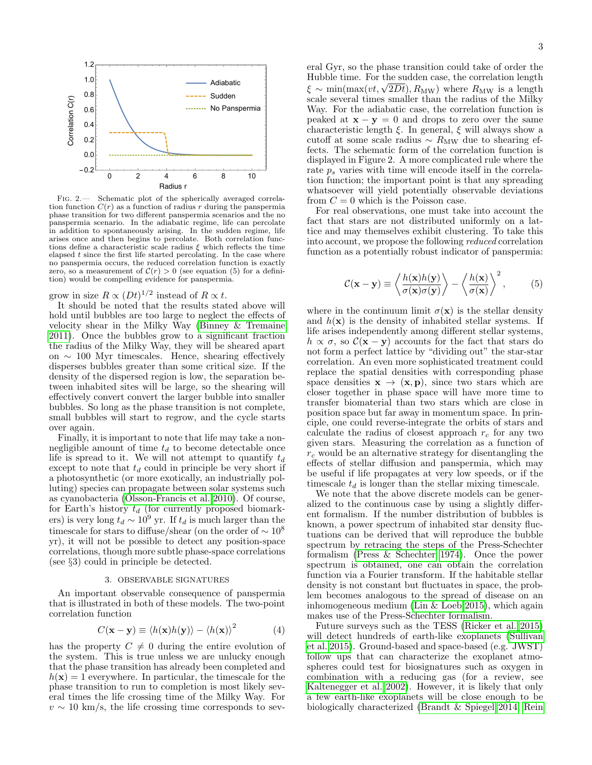FIG. 2.— Schematic plot of the spherically averaged correlation function $C(r)$ as a function of radius $r$ during the panspermia phase transition for two different panspermia scenarios and the no panspermia scenario. In the adiabatic regime, life can percolate in addition to spontaneously arising. In the sudden regime, life arises once and then begins to percolate. Both correlation functions define a characteristic scale radius $\xi$ which reflects the time elapsed $t$ since the first life started percolating. In the case where no panspermia occurs, the reduced correlation function is exactly zero, so a measurement of $\mathcal{C}(r) > 0$ (see equation (5) for a definition) would be compelling evidence for panspermia.

grow in size $R \propto (Dt)^{1/2}$ instead of $R \propto t$.

It should be noted that the results stated above will hold until bubbles are too large to neglect the effects of velocity shear in the Milky Way (Binney & Tremaine 2011). Once the bubbles grow to a significant fraction the radius of the Milky Way, they will be sheared apart on $\sim$ 100 Myr timescales. Hence, shearing effectively disperses bubbles greater than some critical size. If the density of the dispersed region is low, the separation between inhabited sites will be large, so the shearing will effectively convert convert the larger bubble into smaller bubbles. So long as the phase transition is not complete, small bubbles will start to regrow, and the cycle starts over again.

Finally, it is important to note that life may take a non-negligible amount of time $t_d$ to become detectable once life is spread to it. We will not attempt to quantify $t_d$ except to note that $t_d$ could in principle be very short if a photosynthetic (or more exotically, an industrially polluting) species can propagate between solar systems such as cyanobacteria (Olsson-Francis et al. 2010). Of course, for Earth's history $t_d$ (for currently proposed biomarkers) is very long $t_d \sim 10^9$ yr. If $t_d$ is much larger than the timescale for stars to diffuse/shear (on the order of $\sim 10^8$ yr), it will not be possible to detect any position-space correlations, though more subtle phase-space correlations (see §3) could in principle be detected.

## 3. OBSERVABLE SIGNATURES

An important observable consequence of panspermia that is illustrated in both of these models. The two-point correlation function

$$C(\mathbf{x} - \mathbf{y}) \equiv \langle h(\mathbf{x})h(\mathbf{y})\rangle - \langle h(\mathbf{x})\rangle^2 \tag{4}$$

has the property $C \neq 0$ during the entire evolution of the system. This is true unless we are unlucky enough that the phase transition has already been completed and $h(\mathbf{x}) = 1$ everywhere. In particular, the timescale for the phase transition to run to completion is most likely several times the life crossing time of the Milky Way. For $v \sim 10$ km/s, the life crossing time corresponds to several Gyr, so the phase transition could take of order the Hubble time. For the sudden case, the correlation length $\xi \sim \min(\max(vt, \sqrt{2Dt}), R_{\rm MW})$ where $R_{\rm MW}$ is a length scale several times smaller than the radius of the Milky Way. For the adiabatic case, the correlation function is peaked at $\mathbf{x} - \mathbf{y} = 0$ and drops to zero over the same characteristic length $\xi$. In general, $\xi$ will always show a cutoff at some scale radius $\sim R_{\rm MW}$ due to shearing effects. The schematic form of the correlation function is displayed in Figure 2. A more complicated rule where the rate $p_s$ varies with time will encode itself in the correlation function; the important point is that any spreading whatsoever will yield potentially observable deviations from $C = 0$ which is the Poisson case.

For real observations, one must take into account the fact that stars are not distributed uniformly on a lattice and may themselves exhibit clustering. To take this into account, we propose the following *reduced* correlation function as a potentially robust indicator of panspermia:

$$\mathcal{C}(\mathbf{x} - \mathbf{y}) \equiv \left\langle \frac{h(\mathbf{x})h(\mathbf{y})}{\sigma(\mathbf{x})\sigma(\mathbf{y})} \right\rangle - \left\langle \frac{h(\mathbf{x})}{\sigma(\mathbf{x})} \right\rangle^2, \tag{5}$$

where in the continuum limit $\sigma(\mathbf{x})$ is the stellar density and $h(\mathbf{x})$ is the density of inhabited stellar systems. If life arises independently among different stellar systems, $h \propto \sigma$, so $\mathcal{C}(\mathbf{x} - \mathbf{y})$ accounts for the fact that stars do not form a perfect lattice by "dividing out" the star-star correlation. An even more sophisticated treatment could replace the spatial densities with corresponding phase space densities $\mathbf{x} \rightarrow (\mathbf{x}, \mathbf{p})$, since two stars which are closer together in phase space will have more time to transfer biomaterial than two stars which are close in position space but far away in momentum space. In principle, one could reverse-integrate the orbits of stars and calculate the radius of closest approach $r_c$ for any two given stars. Measuring the correlation as a function of $r_c$ would be an alternative strategy for disentangling the effects of stellar diffusion and panspermia, which may be useful if life propagates at very low speeds, or if the timescale $t_d$ is longer than the stellar mixing timescale.

We note that the above discrete models can be generalized to the continuous case by using a slightly different formalism. If the number distribution of bubbles is known, a power spectrum of inhabited star density fluctuations can be derived that will reproduce the bubble spectrum by retracing the steps of the Press-Schechter formalism (Press & Schechter 1974). Once the power spectrum is obtained, one can obtain the correlation function via a Fourier transform. If the habitable stellar density is not constant but fluctuates in space, the problem becomes analogous to the spread of disease on an inhomogeneous medium (Lin & Loeb 2015), which again makes use of the Press-Schechter formalism.

Future surveys such as the TESS (Ricker et al. 2015) will detect hundreds of earth-like exoplanets (Sullivan et al. 2015). Ground-based and space-based (e.g. JWST) follow ups that can characterize the exoplanet atmospheres could test for biosignatures such as oxygen in combination with a reducing gas (for a review, see Kaltenegger et al. 2002). However, it is likely that only a few earth-like exoplanets will be close enough to be biologically characterized (Brandt & Spiegel 2014; Rein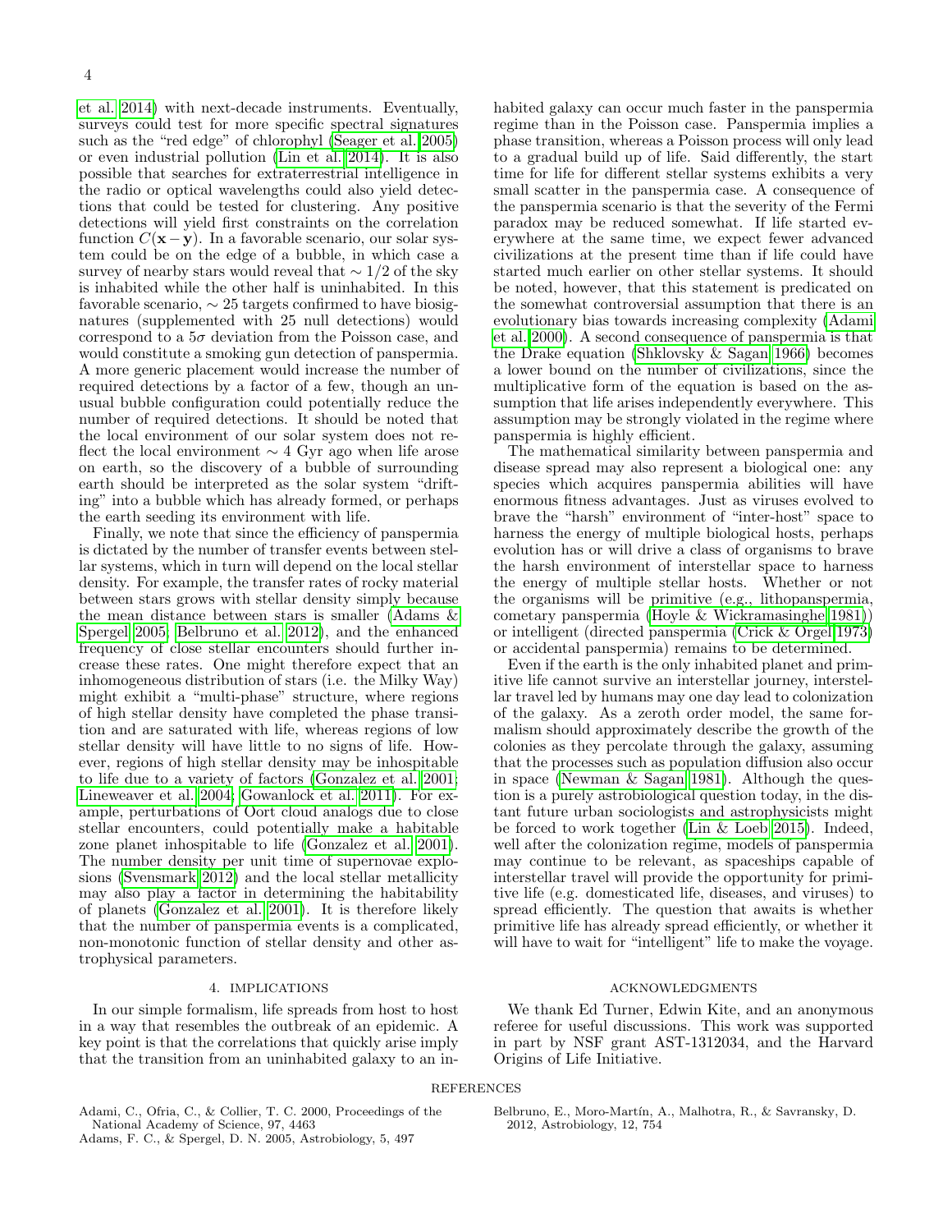et al. 2014) with next-decade instruments. Eventually, surveys could test for more specific spectral signatures such as the "red edge" of chlorophyl (Seager et al. 2005) or even industrial pollution (Lin et al. 2014). It is also possible that searches for extraterrestrial intelligence in the radio or optical wavelengths could also yield detections that could be tested for clustering. Any positive detections will yield first constraints on the correlation function $C(\mathbf{x}-\mathbf{y})$. In a favorable scenario, our solar system could be on the edge of a bubble, in which case a survey of nearby stars would reveal that $\sim 1/2$ of the sky is inhabited while the other half is uninhabited. In this favorable scenario, $\sim 25$ targets confirmed to have biosignatures (supplemented with 25 null detections) would correspond to a $5\sigma$ deviation from the Poisson case, and would constitute a smoking gun detection of panspermia. A more generic placement would increase the number of required detections by a factor of a few, though an unusual bubble configuration could potentially reduce the number of required detections. It should be noted that the local environment of our solar system does not reflect the local environment $\sim 4$ Gyr ago when life arose on earth, so the discovery of a bubble of surrounding earth should be interpreted as the solar system "drifting" into a bubble which has already formed, or perhaps the earth seeding its environment with life.

Finally, we note that since the efficiency of panspermia is dictated by the number of transfer events between stellar systems, which in turn will depend on the local stellar density. For example, the transfer rates of rocky material between stars grows with stellar density simply because the mean distance between stars is smaller (Adams & Spergel 2005; Belbruno et al. 2012), and the enhanced frequency of close stellar encounters should further increase these rates. One might therefore expect that an inhomogeneous distribution of stars (i.e. the Milky Way) might exhibit a "multi-phase" structure, where regions of high stellar density have completed the phase transition and are saturated with life, whereas regions of low stellar density will have little to no signs of life. However, regions of high stellar density may be inhospitable to life due to a variety of factors (Gonzalez et al. 2001; Lineweaver et al. 2004; Gowanlock et al. 2011). For example, perturbations of Oort cloud analogs due to close stellar encounters, could potentially make a habitable zone planet inhospitable to life (Gonzalez et al. 2001). The number density per unit time of supernovae explosions (Svensmark 2012) and the local stellar metallicity may also play a factor in determining the habitability of planets (Gonzalez et al. 2001). It is therefore likely that the number of panspermia events is a complicated, non-monotonic function of stellar density and other astrophysical parameters.

## 4. IMPLICATIONS

In our simple formalism, life spreads from host to host in a way that resembles the outbreak of an epidemic. A key point is that the correlations that quickly arise imply that the transition from an uninhabited galaxy to an inhabited galaxy can occur much faster in the panspermia regime than in the Poisson case. Panspermia implies a phase transition, whereas a Poisson process will only lead to a gradual build up of life. Said differently, the start time for life for different stellar systems exhibits a very small scatter in the panspermia case. A consequence of the panspermia scenario is that the severity of the Fermi paradox may be reduced somewhat. If life started everywhere at the same time, we expect fewer advanced civilizations at the present time than if life could have started much earlier on other stellar systems. It should be noted, however, that this statement is predicated on the somewhat controversial assumption that there is an evolutionary bias towards increasing complexity (Adami et al. 2000). A second consequence of panspermia is that the Drake equation (Shklovsky & Sagan 1966) becomes a lower bound on the number of civilizations, since the multiplicative form of the equation is based on the assumption that life arises independently everywhere. This assumption may be strongly violated in the regime where panspermia is highly efficient.

The mathematical similarity between panspermia and disease spread may also represent a biological one: any species which acquires panspermia abilities will have enormous fitness advantages. Just as viruses evolved to brave the "harsh" environment of "inter-host" space to harness the energy of multiple biological hosts, perhaps evolution has or will drive a class of organisms to brave the harsh environment of interstellar space to harness the energy of multiple stellar hosts. Whether or not the organisms will be primitive (e.g., lithopanspermia, cometary panspermia (Hoyle & Wickramasinghe 1981)) or intelligent (directed panspermia (Crick & Orgel 1973) or accidental panspermia) remains to be determined.

Even if the earth is the only inhabited planet and primitive life cannot survive an interstellar journey, interstellar travel led by humans may one day lead to colonization of the galaxy. As a zeroth order model, the same formalism should approximately describe the growth of the colonies as they percolate through the galaxy, assuming that the processes such as population diffusion also occur in space (Newman & Sagan 1981). Although the question is a purely astrobiological question today, in the distant future urban sociologists and astrophysicists might be forced to work together (Lin & Loeb 2015). Indeed, well after the colonization regime, models of panspermia may continue to be relevant, as spaceships capable of interstellar travel will provide the opportunity for primitive life (e.g. domesticated life, diseases, and viruses) to spread efficiently. The question that awaits is whether primitive life has already spread efficiently, or whether it will have to wait for "intelligent" life to make the voyage.

## ACKNOWLEDGMENTS

We thank Ed Turner, Edwin Kite, and an anonymous referee for useful discussions. This work was supported in part by NSF grant AST-1312034, and the Harvard Origins of Life Initiative.

## REFERENCES

Adami, C., Ofria, C., & Collier, T. C. 2000, Proceedings of the National Academy of Science, 97, 4463

Adams, F. C., & Spergel, D. N. 2005, Astrobiology, 5, 497

Belbruno, E., Moro-Martín, A., Malhotra, R., & Savransky, D. 2012, Astrobiology, 12, 754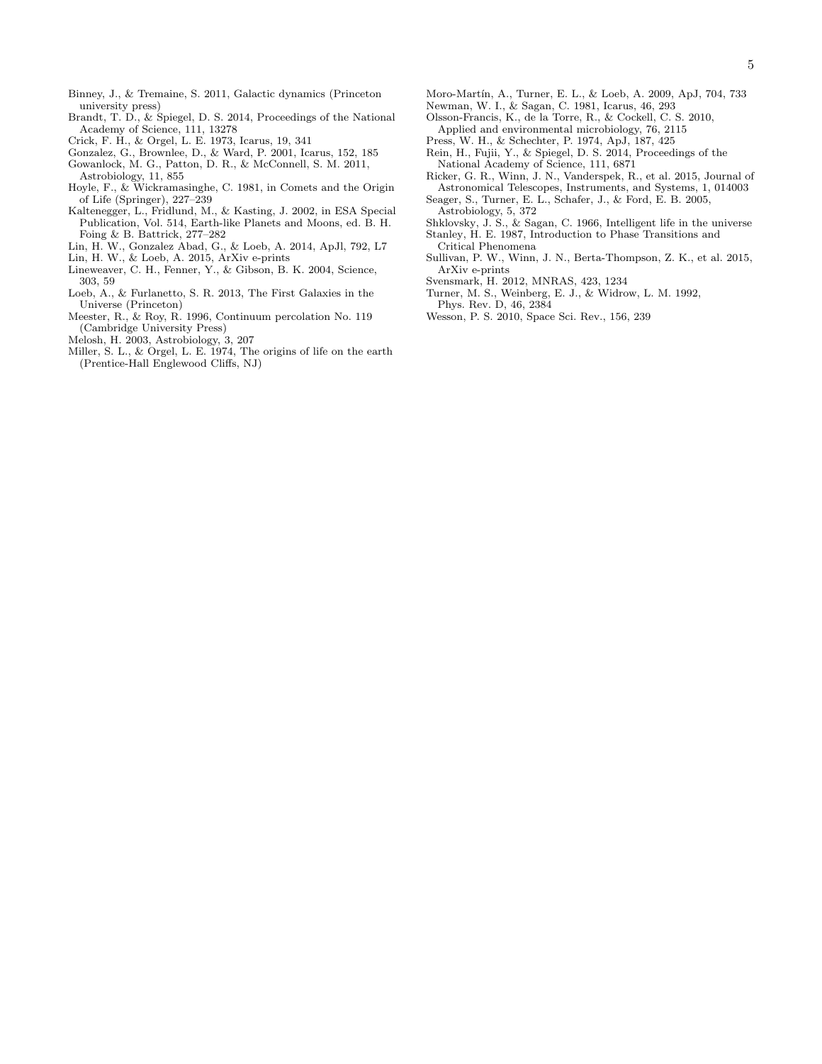Binney, J., & Tremaine, S. 2011, Galactic dynamics (Princeton university press)

Brandt, T. D., & Spiegel, D. S. 2014, Proceedings of the National Academy of Science, 111, 13278

Crick, F. H., & Orgel, L. E. 1973, Icarus, 19, 341

Gonzalez, G., Brownlee, D., & Ward, P. 2001, Icarus, 152, 185

Gowanlock, M. G., Patton, D. R., & McConnell, S. M. 2011, Astrobiology, 11, 855

Hoyle, F., & Wickramasinghe, C. 1981, in Comets and the Origin of Life (Springer), 227–239

Kaltenegger, L., Fridlund, M., & Kasting, J. 2002, in ESA Special Publication, Vol. 514, Earth-like Planets and Moons, ed. B. H. Foing & B. Battrick, 277–282

Lin, H. W., Gonzalez Abad, G., & Loeb, A. 2014, ApJl, 792, L7

Lin, H. W., & Loeb, A. 2015, ArXiv e-prints

Lineweaver, C. H., Fenner, Y., & Gibson, B. K. 2004, Science, 303, 59

Loeb, A., & Furlanetto, S. R. 2013, The First Galaxies in the Universe (Princeton)

Meester, R., & Roy, R. 1996, Continuum percolation No. 119 (Cambridge University Press)

Melosh, H. 2003, Astrobiology, 3, 207

Miller, S. L., & Orgel, L. E. 1974, The origins of life on the earth (Prentice-Hall Englewood Cliffs, NJ)

Moro-Martín, A., Turner, E. L., & Loeb, A. 2009, ApJ, 704, 733

Newman, W. I., & Sagan, C. 1981, Icarus, 46, 293

Olsson-Francis, K., de la Torre, R., & Cockell, C. S. 2010, Applied and environmental microbiology, 76, 2115

Press, W. H., & Schechter, P. 1974, ApJ, 187, 425

Rein, H., Fujii, Y., & Spiegel, D. S. 2014, Proceedings of the National Academy of Science, 111, 6871

Ricker, G. R., Winn, J. N., Vanderspek, R., et al. 2015, Journal of Astronomical Telescopes, Instruments, and Systems, 1, 014003

Seager, S., Turner, E. L., Schafer, J., & Ford, E. B. 2005, Astrobiology, 5, 372

Shklovsky, J. S., & Sagan, C. 1966, Intelligent life in the universe

Stanley, H. E. 1987, Introduction to Phase Transitions and Critical Phenomena

Sullivan, P. W., Winn, J. N., Berta-Thompson, Z. K., et al. 2015, ArXiv e-prints

Svensmark, H. 2012, MNRAS, 423, 1234

Turner, M. S., Weinberg, E. J., & Widrow, L. M. 1992, Phys. Rev. D, 46, 2384

Wesson, P. S. 2010, Space Sci. Rev., 156, 239